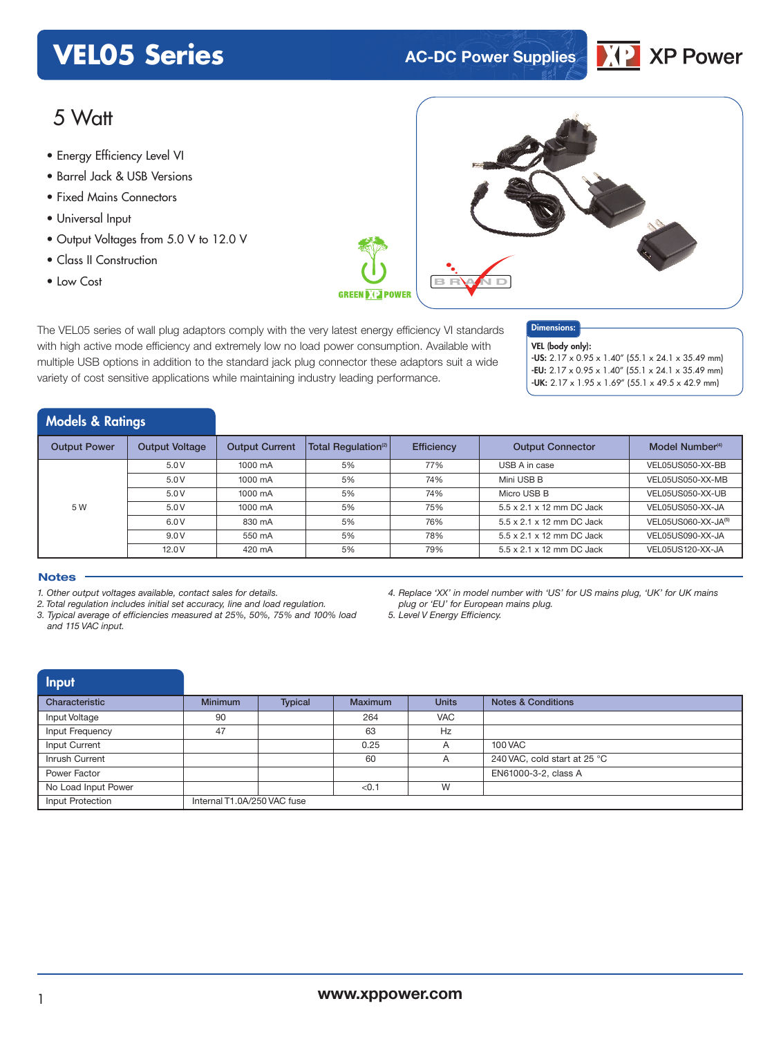# VEL05 Series

AC-DC Power Supplies

## 5 Watt

- Energy Efficiency Level VI
- Barrel Jack & USB Versions
- Fixed Mains Connectors
- Universal Input
- Output Voltages from 5.0 V to 12.0 V
- Class II Construction
- Low Cost

The VEL05 series of wall plug adaptors comply with the very latest energy efficiency VI standards with high active mode efficiency and extremely low no load power consumption. Available with multiple USB options in addition to the standard jack plug connector these adaptors suit a wide variety of cost sensitive applications while maintaining industry leading performance.

**Dimensions:**

**VEL (body only):**
**-US:** 2.17 x 0.95 x 1.40" (55.1 x 24.1 x 35.49 mm)
**-EU:** 2.17 x 0.95 x 1.40" (55.1 x 24.1 x 35.49 mm)
**-UK:** 2.17 x 1.95 x 1.69" (55.1 x 49.5 x 42.9 mm)

## Models & Ratings

| Output Power | Output Voltage | Output Current | Total Regulation[2] | Efficiency | Output Connector | Model Number[4] |
|---|---|---|---|---|---|---|
| 5 W | 5.0 V | 1000 mA | 5% | 77% | USB A in case | VEL05US050-XX-BB |
| | 5.0 V | 1000 mA | 5% | 74% | Mini USB B | VEL05US050-XX-MB |
| | 5.0 V | 1000 mA | 5% | 74% | Micro USB B | VEL05US050-XX-UB |
| | 5.0 V | 1000 mA | 5% | 75% | 5.5 x 2.1 x 12 mm DC Jack | VEL05US050-XX-JA |
| | 6.0 V | 830 mA | 5% | 76% | 5.5 x 2.1 x 12 mm DC Jack | VEL05US060-XX-JA[5] |
| | 9.0 V | 550 mA | 5% | 78% | 5.5 x 2.1 x 12 mm DC Jack | VEL05US090-XX-JA |
| | 12.0 V | 420 mA | 5% | 79% | 5.5 x 2.1 x 12 mm DC Jack | VEL05US120-XX-JA |

### Notes

*1. Other output voltages available, contact sales for details.*
*2. Total regulation includes initial set accuracy, line and load regulation.*
*3. Typical average of efficiencies measured at 25%, 50%, 75% and 100% load and 115 VAC input.*
*4. Replace 'XX' in model number with 'US' for US mains plug, 'UK' for UK mains plug or 'EU' for European mains plug.*
*5. Level V Energy Efficiency.*

## Input

| Characteristic | Minimum | Typical | Maximum | Units | Notes & Conditions |
|---|---|---|---|---|---|
| Input Voltage | 90 | | 264 | VAC | |
| Input Frequency | 47 | | 63 | Hz | |
| Input Current | | | 0.25 | A | 100 VAC |
| Inrush Current | | | 60 | A | 240 VAC, cold start at 25 °C |
| Power Factor | | | | | EN61000-3-2, class A |
| No Load Input Power | | | <0.1 | W | |
| Input Protection | Internal T1.0A/250 VAC fuse | | | | |

www.xppower.com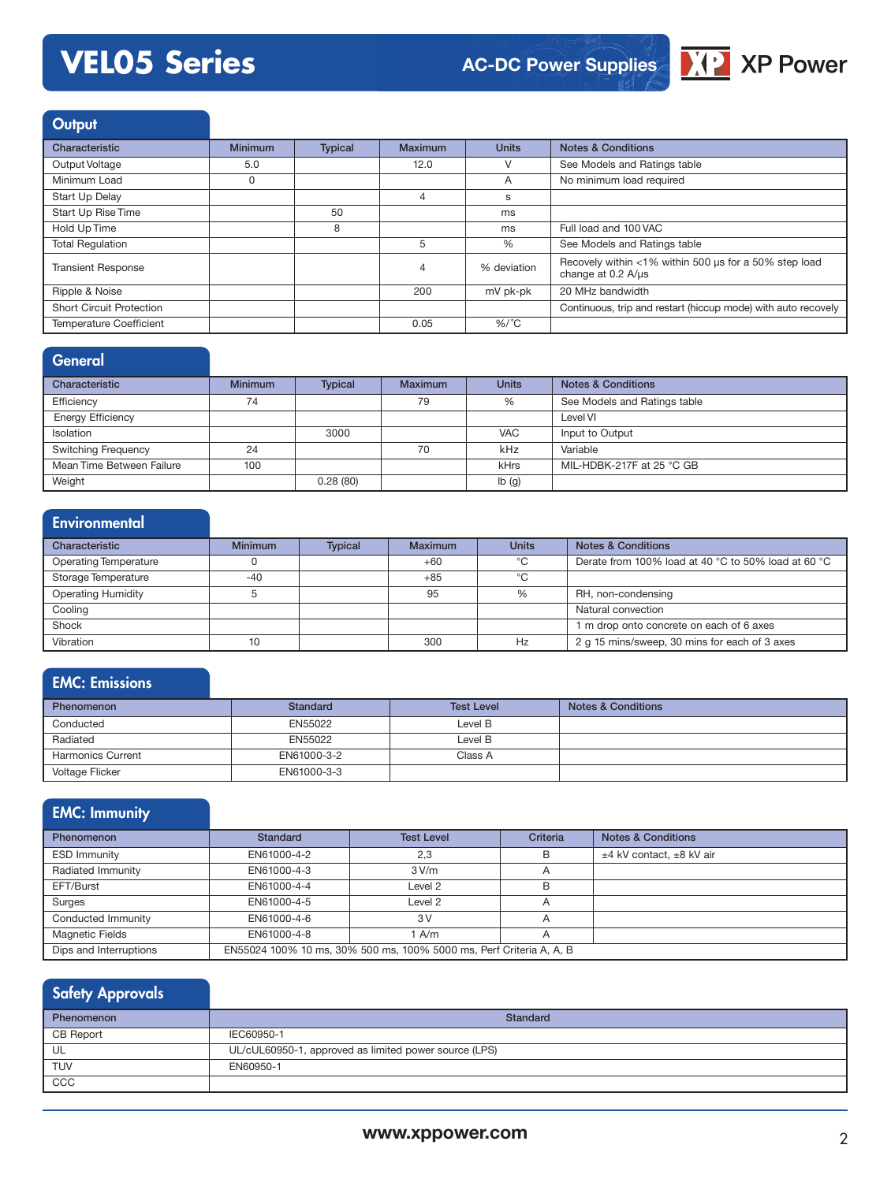## Output

| Characteristic | Minimum | Typical | Maximum | Units | Notes & Conditions |
|---|---|---|---|---|---|
| Output Voltage | 5.0 | | 12.0 | V | See Models and Ratings table |
| Minimum Load | 0 | | | A | No minimum load required |
| Start Up Delay | | | 4 | s | |
| Start Up Rise Time | | 50 | | ms | |
| Hold Up Time | | 8 | | ms | Full load and 100 VAC |
| Total Regulation | | | 5 | % | See Models and Ratings table |
| Transient Response | | | 4 | % deviation | Recovely within <1% within 500 μs for a 50% step load change at 0.2 A/μs |
| Ripple & Noise | | | 200 | mV pk-pk | 20 MHz bandwidth |
| Short Circuit Protection | | | | | Continuous, trip and restart (hiccup mode) with auto recovely |
| Temperature Coefficient | | | 0.05 | %/˚C | |

## General

| Characteristic | Minimum | Typical | Maximum | Units | Notes & Conditions |
|---|---|---|---|---|---|
| Efficiency | 74 | | 79 | % | See Models and Ratings table |
| Energy Efficiency | | | | | Level VI |
| Isolation | | 3000 | | VAC | Input to Output |
| Switching Frequency | 24 | | 70 | kHz | Variable |
| Mean Time Between Failure | 100 | | | kHrs | MIL-HDBK-217F at 25 °C GB |
| Weight | | 0.28 (80) | | lb (g) | |

## Environmental

| Characteristic | Minimum | Typical | Maximum | Units | Notes & Conditions |
|---|---|---|---|---|---|
| Operating Temperature | 0 | | +60 | °C | Derate from 100% load at 40 °C to 50% load at 60 °C |
| Storage Temperature | -40 | | +85 | °C | |
| Operating Humidity | 5 | | 95 | % | RH, non-condensing |
| Cooling | | | | | Natural convection |
| Shock | | | | | 1 m drop onto concrete on each of 6 axes |
| Vibration | 10 | | 300 | Hz | 2 g 15 mins/sweep, 30 mins for each of 3 axes |

## EMC: Emissions

| Phenomenon | Standard | Test Level | Notes & Conditions |
|---|---|---|---|
| Conducted | EN55022 | Level B | |
| Radiated | EN55022 | Level B | |
| Harmonics Current | EN61000-3-2 | Class A | |
| Voltage Flicker | EN61000-3-3 | | |

## EMC: Immunity

| Phenomenon | Standard | Test Level | Criteria | Notes & Conditions |
|---|---|---|---|---|
| ESD Immunity | EN61000-4-2 | 2,3 | B | ±4 kV contact, ±8 kV air |
| Radiated Immunity | EN61000-4-3 | 3 V/m | A | |
| EFT/Burst | EN61000-4-4 | Level 2 | B | |
| Surges | EN61000-4-5 | Level 2 | A | |
| Conducted Immunity | EN61000-4-6 | 3 V | A | |
| Magnetic Fields | EN61000-4-8 | 1 A/m | A | |
| Dips and Interruptions | EN55024 100% 10 ms, 30% 500 ms, 100% 5000 ms, Perf Criteria A, A, B | | | |

## Safety Approvals

| Phenomenon | Standard |
|---|---|
| CB Report | IEC60950-1 |
| UL | UL/cUL60950-1, approved as limited power source (LPS) |
| TUV | EN60950-1 |
| CCC | |

www.xppower.com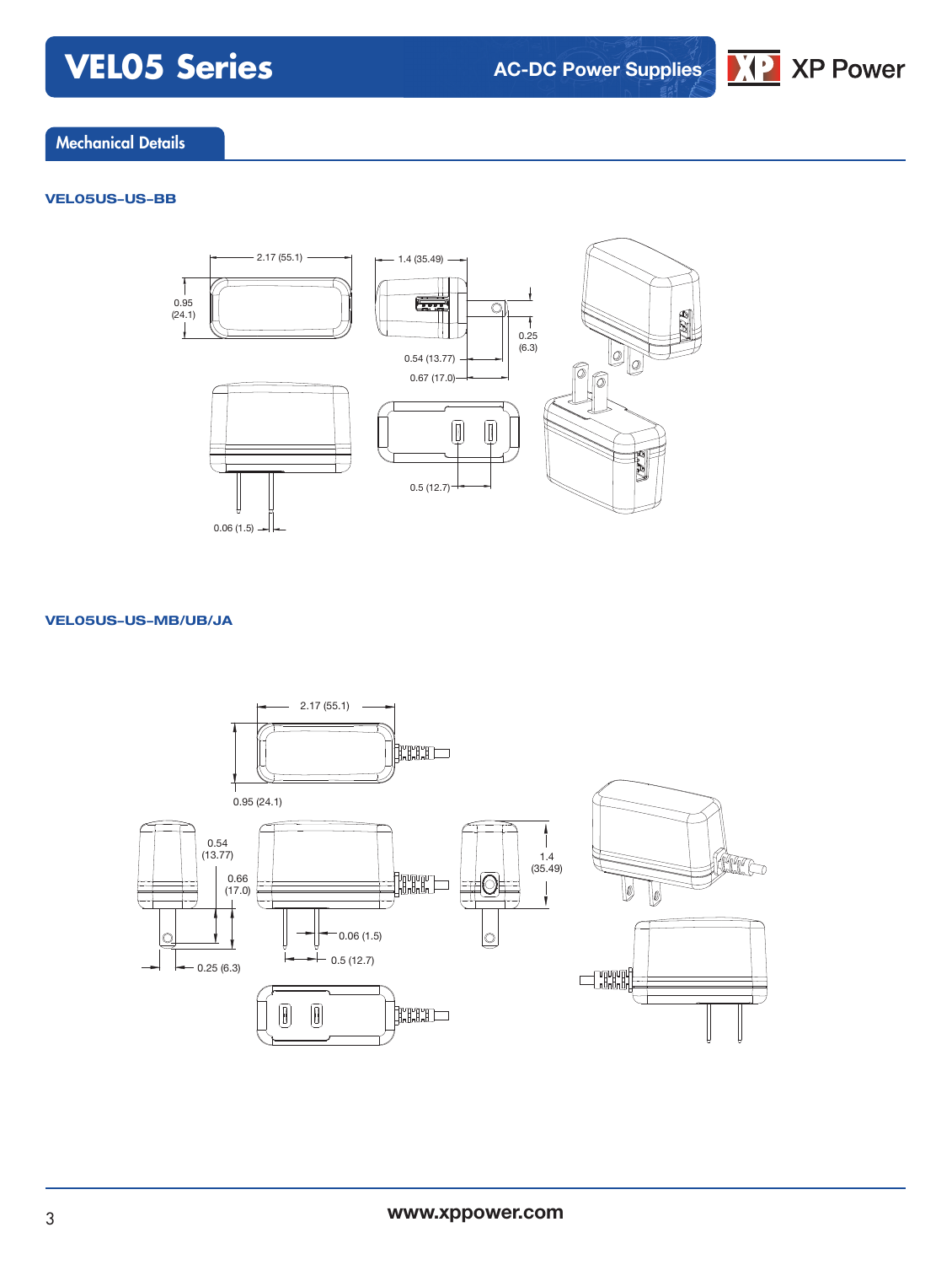## Mechanical Details

### VEL05US-US-BB

2.17 (55.1)

0.95 (24.1)

1.4 (35.49)

0.25 (6.3)

0.54 (13.77)

0.67 (17.0)

0.5 (12.7)

0.06 (1.5)

### VEL05US-US-MB/UB/JA

2.17 (55.1)

0.95 (24.1)

0.54 (13.77)

0.66 (17.0)

1.4 (35.49)

0.06 (1.5)

0.5 (12.7)

0.25 (6.3)

www.xppower.com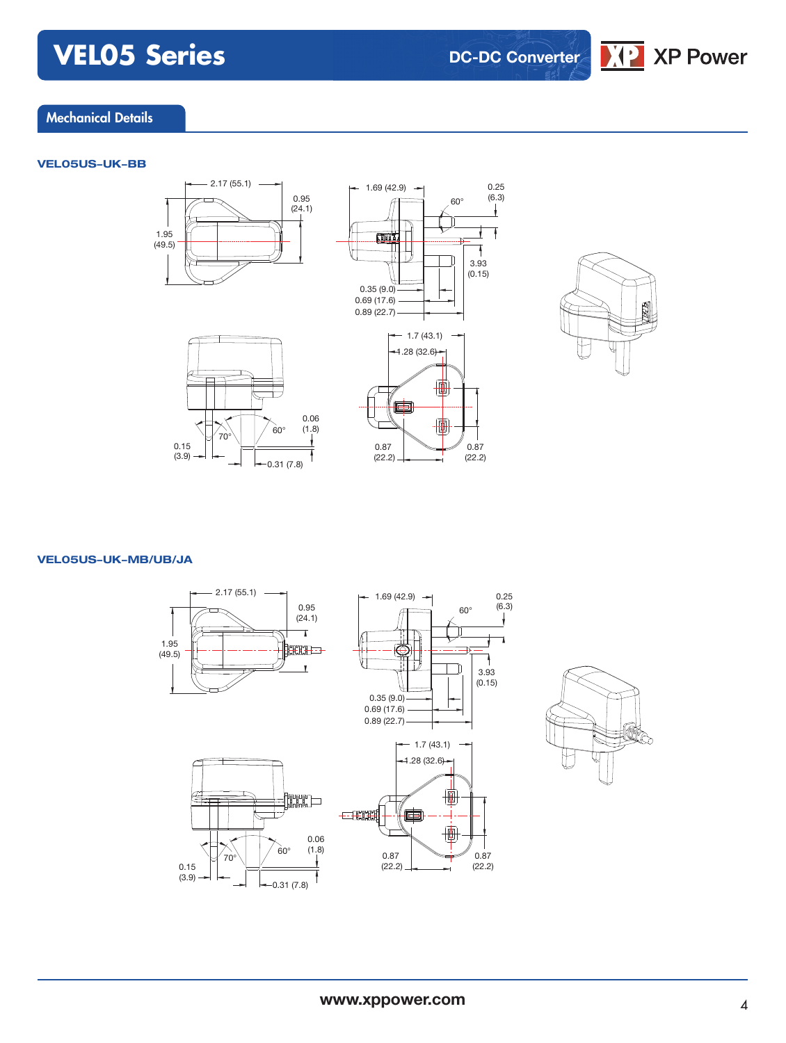## Mechanical Details

### VEL05US-UK-BB

2.17 (55.1)
0.95 (24.1)
1.95 (49.5)
1.69 (42.9)
60°
0.25 (6.3)
3.93 (0.15)
0.35 (9.0)
0.69 (17.6)
0.89 (22.7)
1.7 (43.1)
1.28 (32.6)
0.06 (1.8)
60°
70°
0.15 (3.9)
0.31 (7.8)
0.87 (22.2)
0.87 (22.2)

### VEL05US-UK-MB/UB/JA

2.17 (55.1)
0.95 (24.1)
1.95 (49.5)
1.69 (42.9)
60°
0.25 (6.3)
3.93 (0.15)
0.35 (9.0)
0.69 (17.6)
0.89 (22.7)
1.7 (43.1)
1.28 (32.6)
0.06 (1.8)
60°
70°
0.15 (3.9)
0.31 (7.8)
0.87 (22.2)
0.87 (22.2)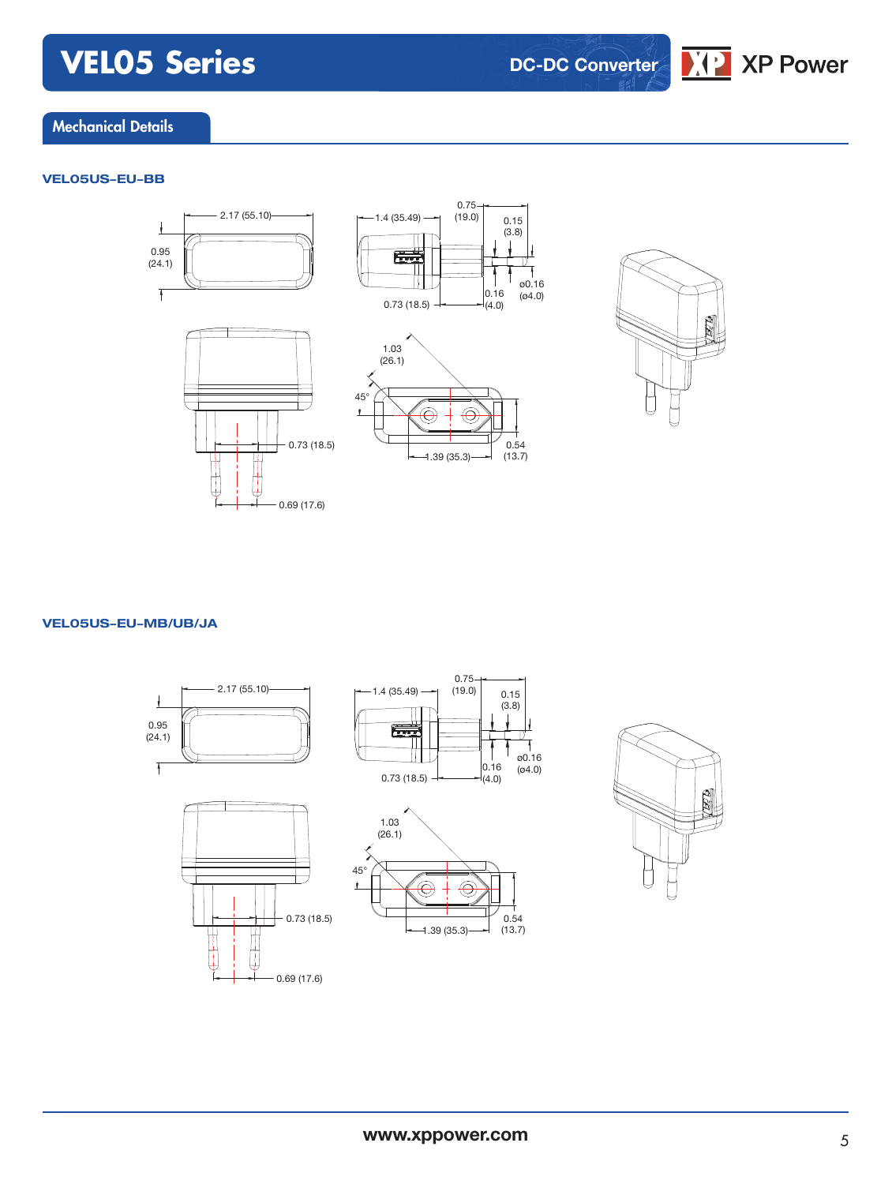## Mechanical Details

### VEL05US-EU-BB

2.17 (55.10)
0.95 (24.1)
1.4 (35.49)
0.75 (19.0)
0.15 (3.8)
ø0.16 (ø4.0)
0.16 (4.0)
0.73 (18.5)
1.03 (26.1)
45°
0.54 (13.7)
1.39 (35.3)
0.73 (18.5)
0.69 (17.6)

### VEL05US-EU-MB/UB/JA

2.17 (55.10)
0.95 (24.1)
1.4 (35.49)
0.75 (19.0)
0.15 (3.8)
ø0.16 (ø4.0)
0.16 (4.0)
0.73 (18.5)
1.03 (26.1)
45°
0.54 (13.7)
1.39 (35.3)
0.73 (18.5)
0.69 (17.6)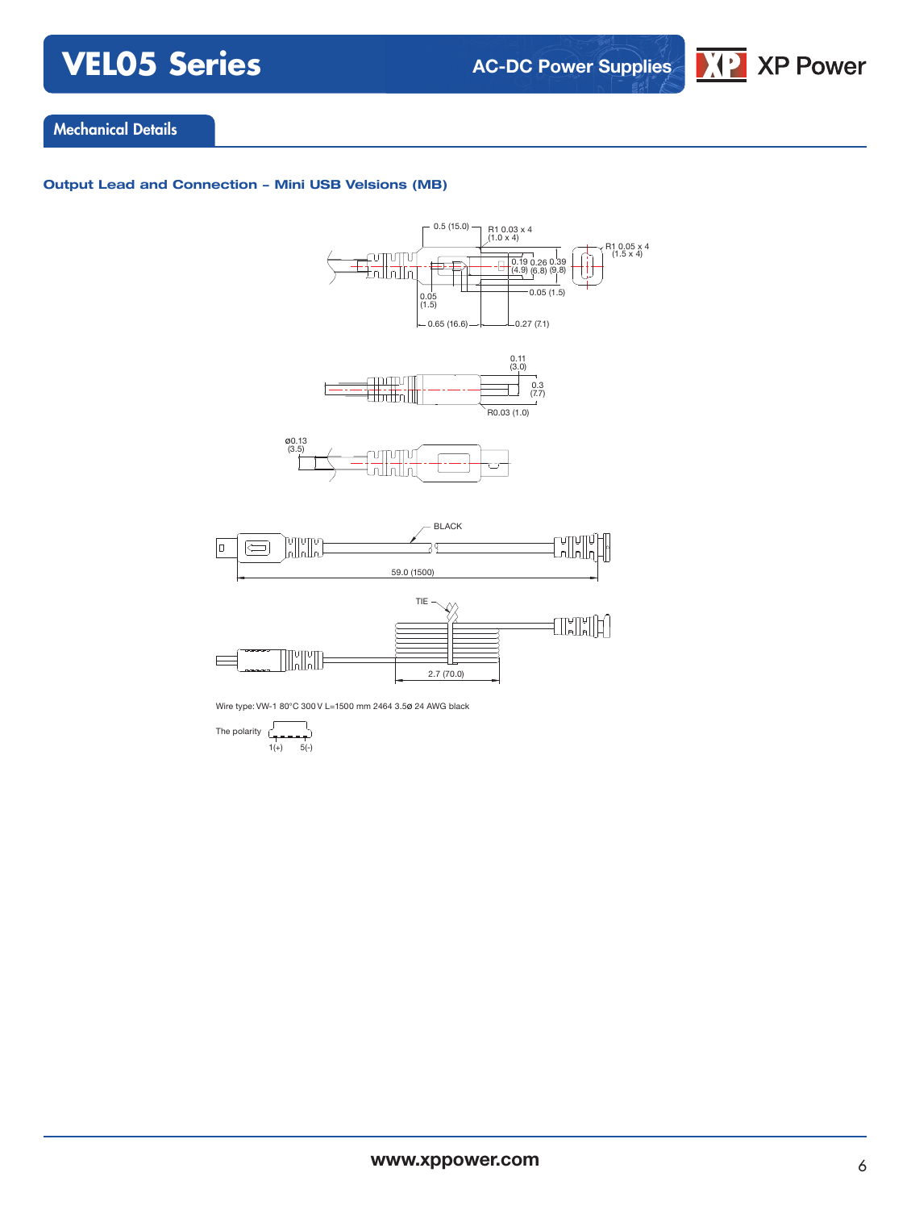## Mechanical Details

### Output Lead and Connection – Mini USB Velsions (MB)

0.5 (15.0)

R1 0.03 x 4 (1.0 x 4)

R1 0.05 x 4 (1.5 x 4)

0.19 (4.9) 0.26 (6.8) 0.39 (9.8)

0.05 (1.5)

0.05 (1.5)

0.65 (16.6)

0.27 (7.1)

0.11 (3.0)

0.3 (7.7)

R0.03 (1.0)

ø0.13 (3.5)

BLACK

59.0 (1500)

TIE

2.7 (70.0)

Wire type: VW-1 80°C 300 V L=1500 mm 2464 3.5ø 24 AWG black

The polarity 1(+) 5(-)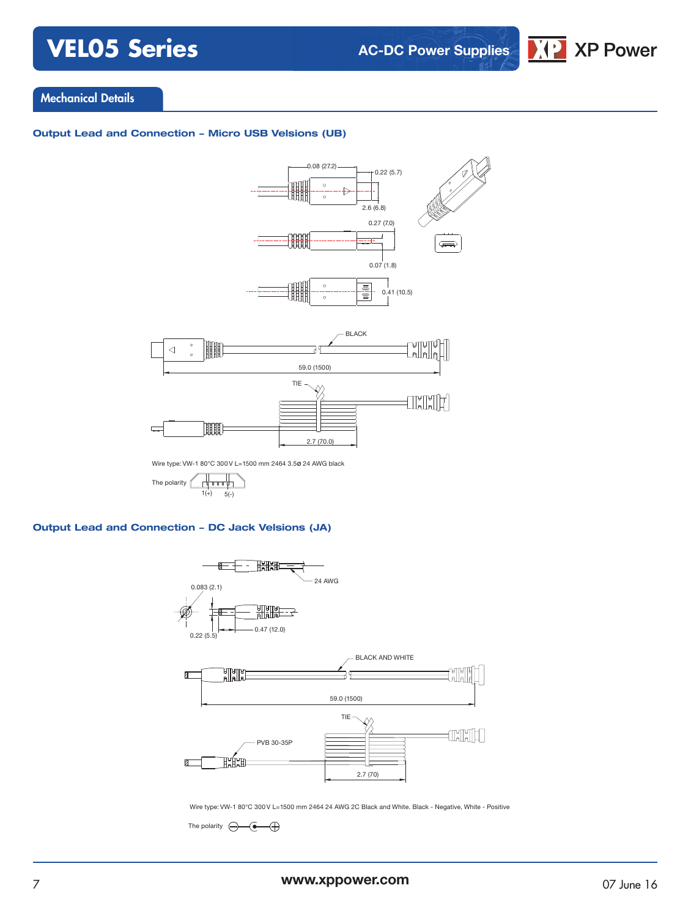## Mechanical Details

### Output Lead and Connection – Micro USB Velsions (UB)

1.08 (27.2)
0.22 (5.7)
2.6 (6.8)
0.27 (7.0)
0.07 (1.8)
0.41 (10.5)
BLACK
59.0 (1500)
TIE
2.7 (70.0)

Wire type: VW-1 80°C 300 V L=1500 mm 2464 3.5ø 24 AWG black

The polarity
1(+) 5(-)

### Output Lead and Connection – DC Jack Velsions (JA)

24 AWG
0.083 (2.1)
0.22 (5.5)
0.47 (12.0)
BLACK AND WHITE
59.0 (1500)
TIE
PVB 30-35P
2.7 (70)

Wire type: VW-1 80°C 300 V L=1500 mm 2464 24 AWG 2C Black and White. Black - Negative, White - Positive

The polarity